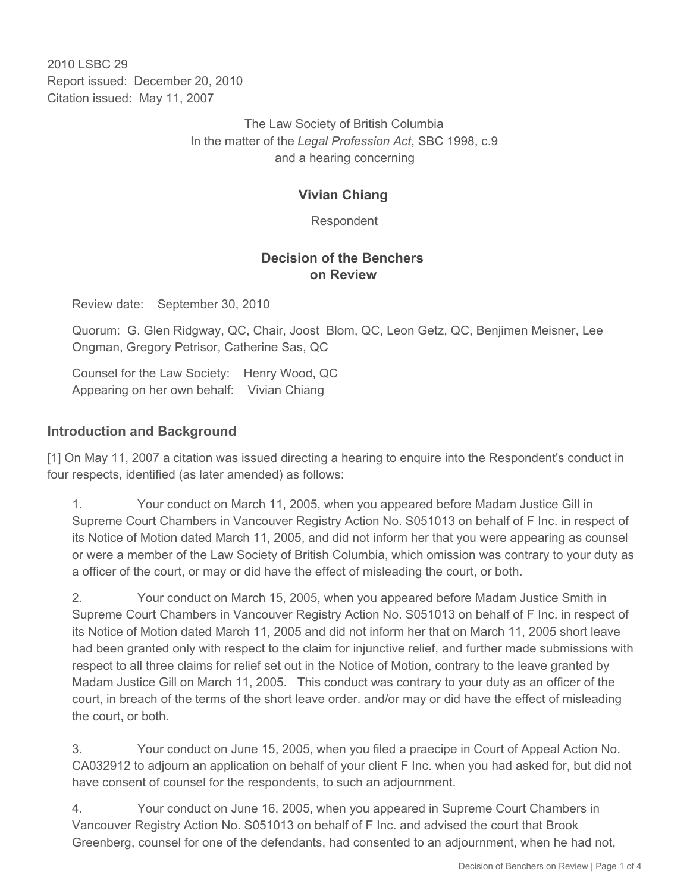2010 LSBC 29
Report issued: December 20, 2010
Citation issued: May 11, 2007

The Law Society of British Columbia
In the matter of the *Legal Profession Act*, SBC 1998, c.9
and a hearing concerning

**Vivian Chiang**

Respondent

## Decision of the Benchers on Review

Review date: September 30, 2010

Quorum: G. Glen Ridgway, QC, Chair, Joost Blom, QC, Leon Getz, QC, Benjimen Meisner, Lee Ongman, Gregory Petrisor, Catherine Sas, QC

Counsel for the Law Society: Henry Wood, QC
Appearing on her own behalf: Vivian Chiang

## Introduction and Background

[1] On May 11, 2007 a citation was issued directing a hearing to enquire into the Respondent's conduct in four respects, identified (as later amended) as follows:

1. Your conduct on March 11, 2005, when you appeared before Madam Justice Gill in Supreme Court Chambers in Vancouver Registry Action No. S051013 on behalf of F Inc. in respect of its Notice of Motion dated March 11, 2005, and did not inform her that you were appearing as counsel or were a member of the Law Society of British Columbia, which omission was contrary to your duty as a officer of the court, or may or did have the effect of misleading the court, or both.

2. Your conduct on March 15, 2005, when you appeared before Madam Justice Smith in Supreme Court Chambers in Vancouver Registry Action No. S051013 on behalf of F Inc. in respect of its Notice of Motion dated March 11, 2005 and did not inform her that on March 11, 2005 short leave had been granted only with respect to the claim for injunctive relief, and further made submissions with respect to all three claims for relief set out in the Notice of Motion, contrary to the leave granted by Madam Justice Gill on March 11, 2005. This conduct was contrary to your duty as an officer of the court, in breach of the terms of the short leave order. and/or may or did have the effect of misleading the court, or both.

3. Your conduct on June 15, 2005, when you filed a praecipe in Court of Appeal Action No. CA032912 to adjourn an application on behalf of your client F Inc. when you had asked for, but did not have consent of counsel for the respondents, to such an adjournment.

4. Your conduct on June 16, 2005, when you appeared in Supreme Court Chambers in Vancouver Registry Action No. S051013 on behalf of F Inc. and advised the court that Brook Greenberg, counsel for one of the defendants, had consented to an adjournment, when he had not,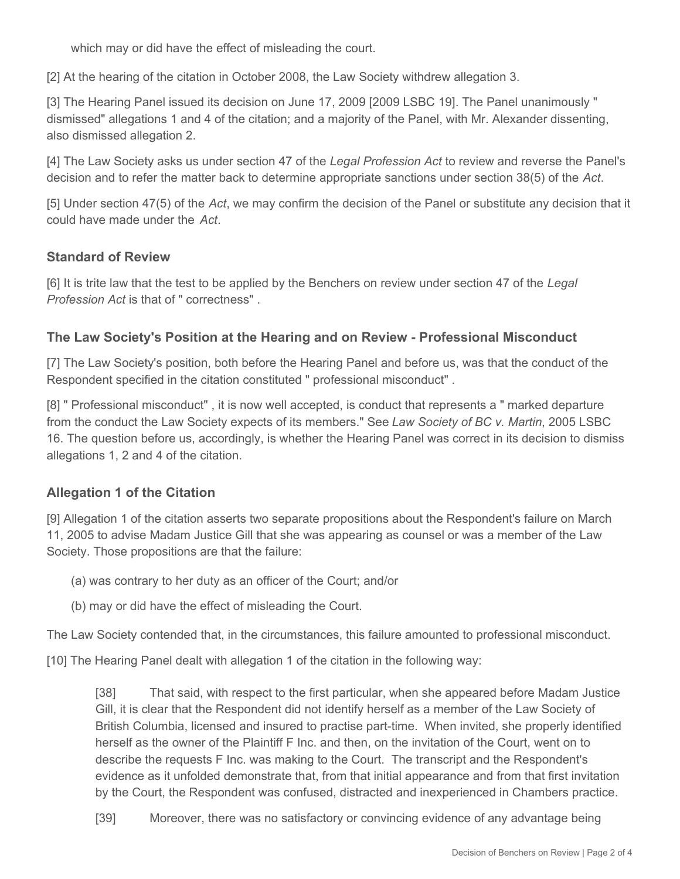which may or did have the effect of misleading the court.

[2] At the hearing of the citation in October 2008, the Law Society withdrew allegation 3.

[3] The Hearing Panel issued its decision on June 17, 2009 [2009 LSBC 19]. The Panel unanimously " dismissed" allegations 1 and 4 of the citation; and a majority of the Panel, with Mr. Alexander dissenting, also dismissed allegation 2.

[4] The Law Society asks us under section 47 of the *Legal Profession Act* to review and reverse the Panel's decision and to refer the matter back to determine appropriate sanctions under section 38(5) of the *Act*.

[5] Under section 47(5) of the *Act*, we may confirm the decision of the Panel or substitute any decision that it could have made under the *Act*.

## Standard of Review

[6] It is trite law that the test to be applied by the Benchers on review under section 47 of the *Legal Profession Act* is that of " correctness" .

## The Law Society's Position at the Hearing and on Review - Professional Misconduct

[7] The Law Society's position, both before the Hearing Panel and before us, was that the conduct of the Respondent specified in the citation constituted " professional misconduct" .

[8] " Professional misconduct" , it is now well accepted, is conduct that represents a " marked departure from the conduct the Law Society expects of its members." See *Law Society of BC v. Martin*, 2005 LSBC 16. The question before us, accordingly, is whether the Hearing Panel was correct in its decision to dismiss allegations 1, 2 and 4 of the citation.

## Allegation 1 of the Citation

[9] Allegation 1 of the citation asserts two separate propositions about the Respondent's failure on March 11, 2005 to advise Madam Justice Gill that she was appearing as counsel or was a member of the Law Society. Those propositions are that the failure:

(a) was contrary to her duty as an officer of the Court; and/or

(b) may or did have the effect of misleading the Court.

The Law Society contended that, in the circumstances, this failure amounted to professional misconduct.

[10] The Hearing Panel dealt with allegation 1 of the citation in the following way:

> [38] That said, with respect to the first particular, when she appeared before Madam Justice Gill, it is clear that the Respondent did not identify herself as a member of the Law Society of British Columbia, licensed and insured to practise part-time. When invited, she properly identified herself as the owner of the Plaintiff F Inc. and then, on the invitation of the Court, went on to describe the requests F Inc. was making to the Court. The transcript and the Respondent's evidence as it unfolded demonstrate that, from that initial appearance and from that first invitation by the Court, the Respondent was confused, distracted and inexperienced in Chambers practice.
>
> [39] Moreover, there was no satisfactory or convincing evidence of any advantage being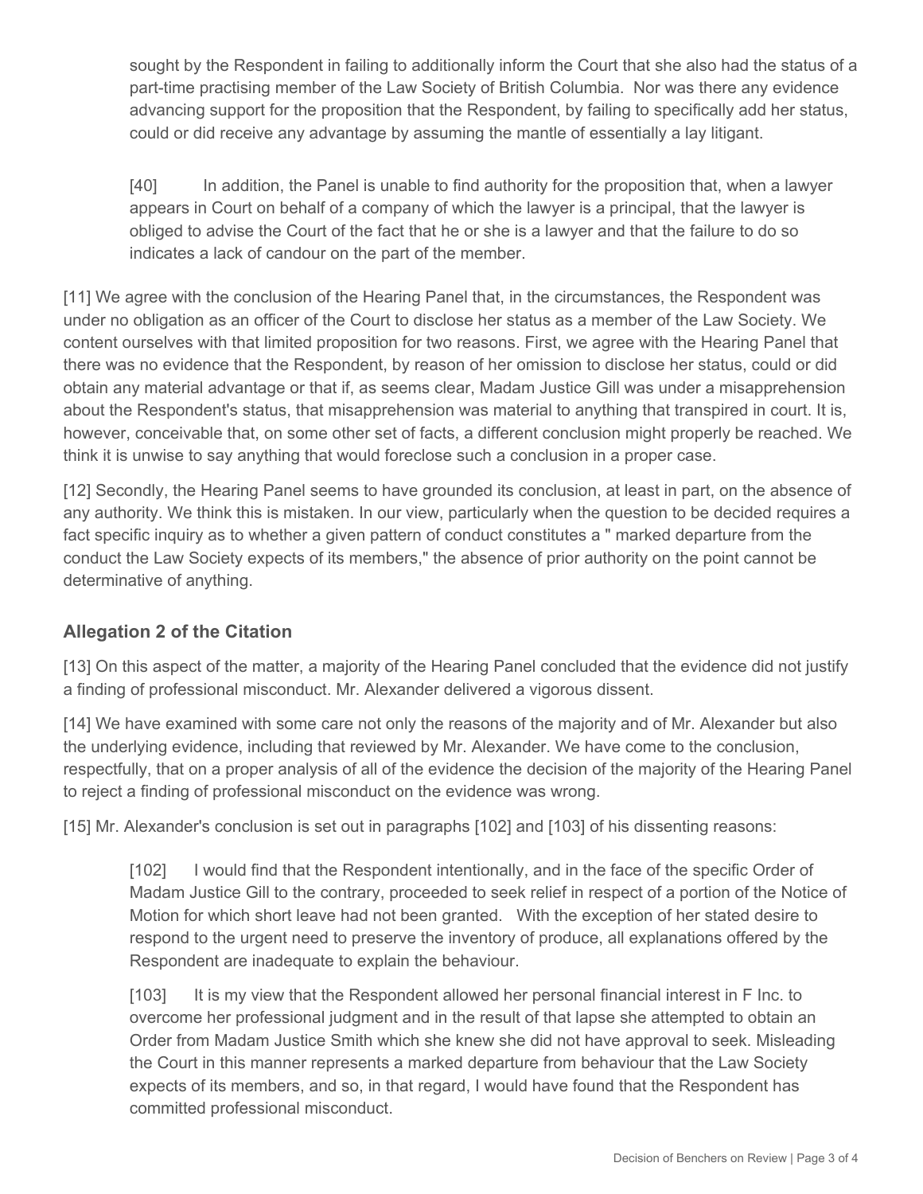> sought by the Respondent in failing to additionally inform the Court that she also had the status of a part-time practising member of the Law Society of British Columbia. Nor was there any evidence advancing support for the proposition that the Respondent, by failing to specifically add her status, could or did receive any advantage by assuming the mantle of essentially a lay litigant.
>
> [40] In addition, the Panel is unable to find authority for the proposition that, when a lawyer appears in Court on behalf of a company of which the lawyer is a principal, that the lawyer is obliged to advise the Court of the fact that he or she is a lawyer and that the failure to do so indicates a lack of candour on the part of the member.

[11] We agree with the conclusion of the Hearing Panel that, in the circumstances, the Respondent was under no obligation as an officer of the Court to disclose her status as a member of the Law Society. We content ourselves with that limited proposition for two reasons. First, we agree with the Hearing Panel that there was no evidence that the Respondent, by reason of her omission to disclose her status, could or did obtain any material advantage or that if, as seems clear, Madam Justice Gill was under a misapprehension about the Respondent's status, that misapprehension was material to anything that transpired in court. It is, however, conceivable that, on some other set of facts, a different conclusion might properly be reached. We think it is unwise to say anything that would foreclose such a conclusion in a proper case.

[12] Secondly, the Hearing Panel seems to have grounded its conclusion, at least in part, on the absence of any authority. We think this is mistaken. In our view, particularly when the question to be decided requires a fact specific inquiry as to whether a given pattern of conduct constitutes a " marked departure from the conduct the Law Society expects of its members," the absence of prior authority on the point cannot be determinative of anything.

### Allegation 2 of the Citation

[13] On this aspect of the matter, a majority of the Hearing Panel concluded that the evidence did not justify a finding of professional misconduct. Mr. Alexander delivered a vigorous dissent.

[14] We have examined with some care not only the reasons of the majority and of Mr. Alexander but also the underlying evidence, including that reviewed by Mr. Alexander. We have come to the conclusion, respectfully, that on a proper analysis of all of the evidence the decision of the majority of the Hearing Panel to reject a finding of professional misconduct on the evidence was wrong.

[15] Mr. Alexander's conclusion is set out in paragraphs [102] and [103] of his dissenting reasons:

> [102] I would find that the Respondent intentionally, and in the face of the specific Order of Madam Justice Gill to the contrary, proceeded to seek relief in respect of a portion of the Notice of Motion for which short leave had not been granted. With the exception of her stated desire to respond to the urgent need to preserve the inventory of produce, all explanations offered by the Respondent are inadequate to explain the behaviour.
>
> [103] It is my view that the Respondent allowed her personal financial interest in F Inc. to overcome her professional judgment and in the result of that lapse she attempted to obtain an Order from Madam Justice Smith which she knew she did not have approval to seek. Misleading the Court in this manner represents a marked departure from behaviour that the Law Society expects of its members, and so, in that regard, I would have found that the Respondent has committed professional misconduct.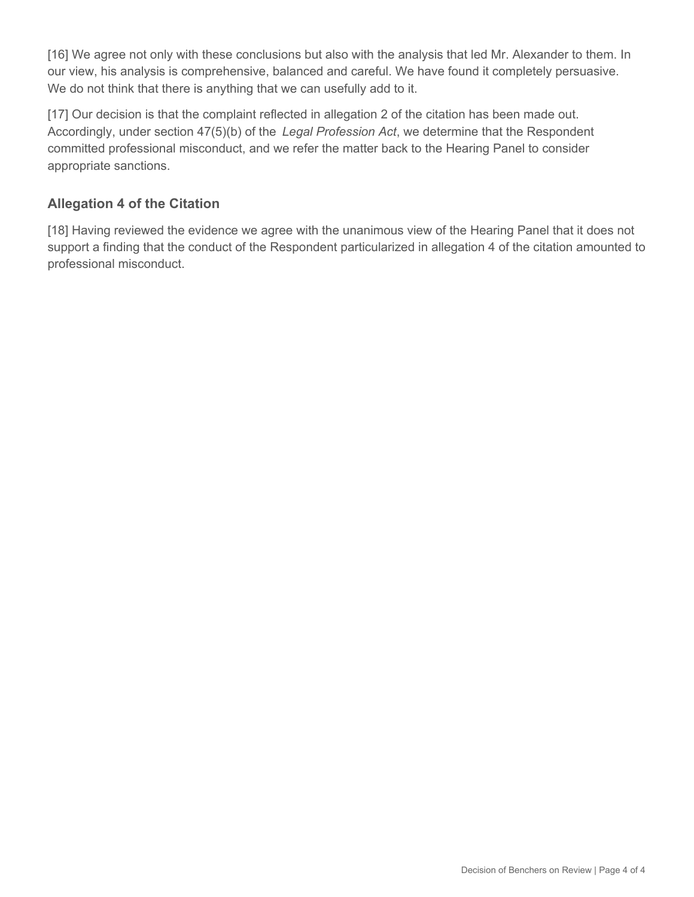[16] We agree not only with these conclusions but also with the analysis that led Mr. Alexander to them. In our view, his analysis is comprehensive, balanced and careful. We have found it completely persuasive. We do not think that there is anything that we can usefully add to it.

[17] Our decision is that the complaint reflected in allegation 2 of the citation has been made out. Accordingly, under section 47(5)(b) of the *Legal Profession Act*, we determine that the Respondent committed professional misconduct, and we refer the matter back to the Hearing Panel to consider appropriate sanctions.

## Allegation 4 of the Citation

[18] Having reviewed the evidence we agree with the unanimous view of the Hearing Panel that it does not support a finding that the conduct of the Respondent particularized in allegation 4 of the citation amounted to professional misconduct.